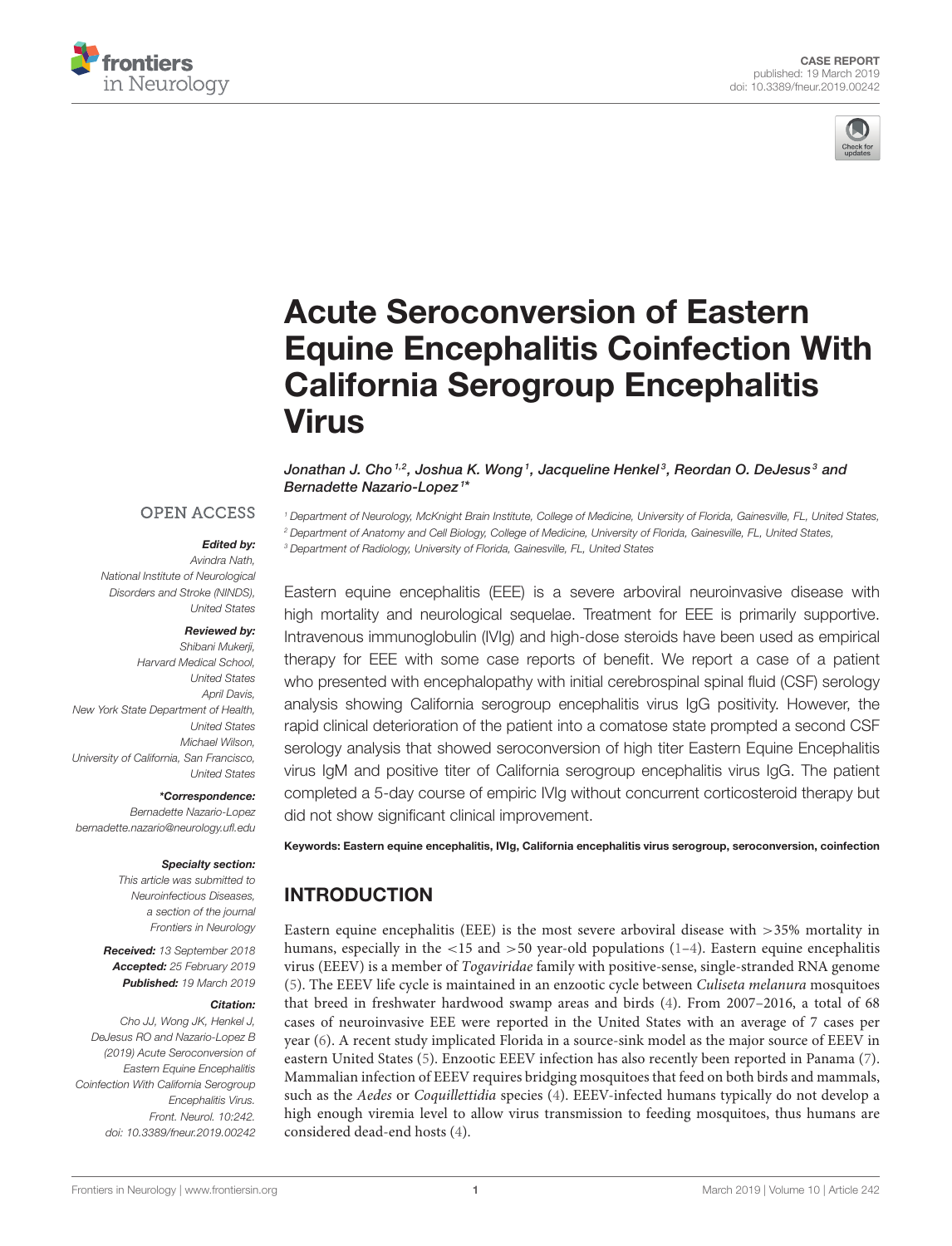CASE REPORT
published: 19 March 2019
doi: 10.3389/fneur.2019.00242

# Acute Seroconversion of Eastern Equine Encephalitis Coinfection With California Serogroup Encephalitis Virus

*Jonathan J. Cho[1,2], Joshua K. Wong[1], Jacqueline Henkel[3], Reordan O. DeJesus[3] and Bernadette Nazario-Lopez[1]\**

[1] Department of Neurology, McKnight Brain Institute, College of Medicine, University of Florida, Gainesville, FL, United States,
[2] Department of Anatomy and Cell Biology, College of Medicine, University of Florida, Gainesville, FL, United States,
[3] Department of Radiology, University of Florida, Gainesville, FL, United States

OPEN ACCESS

***Edited by:***
Avindra Nath,
National Institute of Neurological Disorders and Stroke (NINDS), United States

***Reviewed by:***
Shibani Mukerji,
Harvard Medical School, United States
April Davis,
New York State Department of Health, United States
Michael Wilson,
University of California, San Francisco, United States

***\*Correspondence:***
Bernadette Nazario-Lopez
bernadette.nazario@neurology.ufl.edu

***Specialty section:***
This article was submitted to Neuroinfectious Diseases, a section of the journal Frontiers in Neurology

***Received:*** 13 September 2018
***Accepted:*** 25 February 2019
***Published:*** 19 March 2019

***Citation:***
Cho JJ, Wong JK, Henkel J, DeJesus RO and Nazario-Lopez B (2019) Acute Seroconversion of Eastern Equine Encephalitis Coinfection With California Serogroup Encephalitis Virus. Front. Neurol. 10:242. doi: 10.3389/fneur.2019.00242

Eastern equine encephalitis (EEE) is a severe arboviral neuroinvasive disease with high mortality and neurological sequelae. Treatment for EEE is primarily supportive. Intravenous immunoglobulin (IVIg) and high-dose steroids have been used as empirical therapy for EEE with some case reports of benefit. We report a case of a patient who presented with encephalopathy with initial cerebrospinal spinal fluid (CSF) serology analysis showing California serogroup encephalitis virus IgG positivity. However, the rapid clinical deterioration of the patient into a comatose state prompted a second CSF serology analysis that showed seroconversion of high titer Eastern Equine Encephalitis virus IgM and positive titer of California serogroup encephalitis virus IgG. The patient completed a 5-day course of empiric IVIg without concurrent corticosteroid therapy but did not show significant clinical improvement.

**Keywords: Eastern equine encephalitis, IVIg, California encephalitis virus serogroup, seroconversion, coinfection**

## INTRODUCTION

Eastern equine encephalitis (EEE) is the most severe arboviral disease with >35% mortality in humans, especially in the <15 and >50 year-old populations (1–4). Eastern equine encephalitis virus (EEEV) is a member of *Togaviridae* family with positive-sense, single-stranded RNA genome (5). The EEEV life cycle is maintained in an enzootic cycle between *Culiseta melanura* mosquitoes that breed in freshwater hardwood swamp areas and birds (4). From 2007–2016, a total of 68 cases of neuroinvasive EEE were reported in the United States with an average of 7 cases per year (6). A recent study implicated Florida in a source-sink model as the major source of EEEV in eastern United States (5). Enzootic EEEV infection has also recently been reported in Panama (7). Mammalian infection of EEEV requires bridging mosquitoes that feed on both birds and mammals, such as the *Aedes* or *Coquillettidia* species (4). EEEV-infected humans typically do not develop a high enough viremia level to allow virus transmission to feeding mosquitoes, thus humans are considered dead-end hosts (4).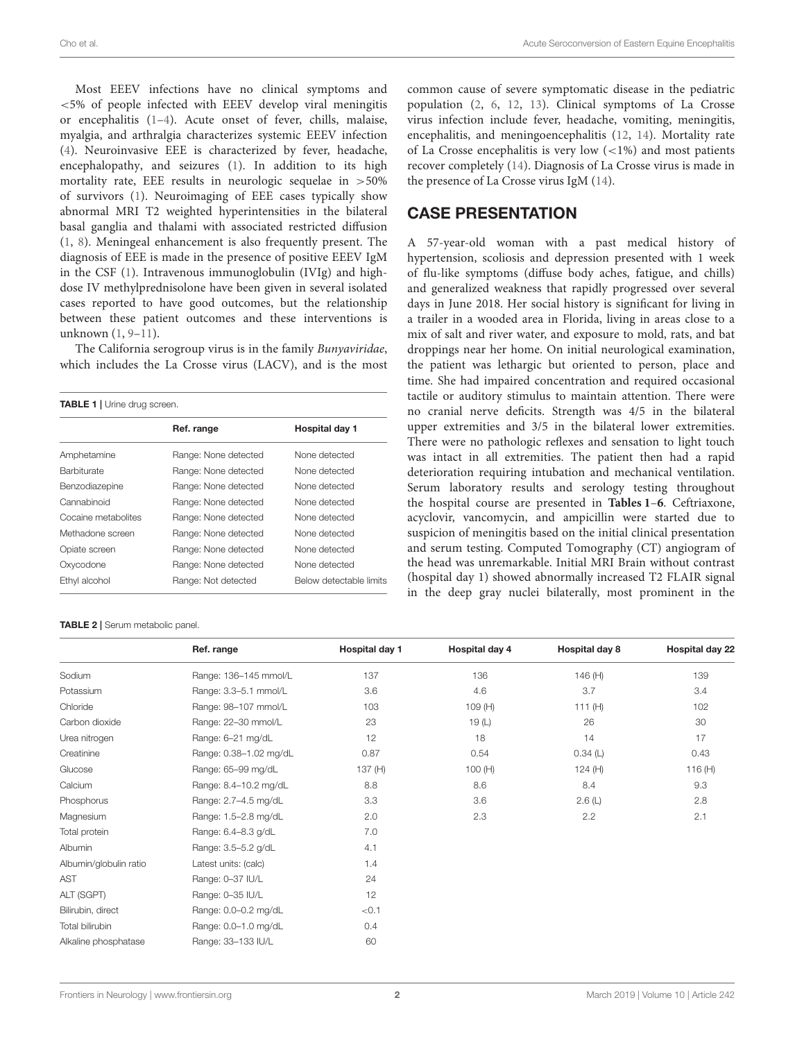Most EEEV infections have no clinical symptoms and <5% of people infected with EEEV develop viral meningitis or encephalitis (1–4). Acute onset of fever, chills, malaise, myalgia, and arthralgia characterizes systemic EEEV infection (4). Neuroinvasive EEE is characterized by fever, headache, encephalopathy, and seizures (1). In addition to its high mortality rate, EEE results in neurologic sequelae in >50% of survivors (1). Neuroimaging of EEE cases typically show abnormal MRI T2 weighted hyperintensities in the bilateral basal ganglia and thalami with associated restricted diffusion (1, 8). Meningeal enhancement is also frequently present. The diagnosis of EEE is made in the presence of positive EEEV IgM in the CSF (1). Intravenous immunoglobulin (IVIg) and high-dose IV methylprednisolone have been given in several isolated cases reported to have good outcomes, but the relationship between these patient outcomes and these interventions is unknown (1, 9–11).

The California serogroup virus is in the family *Bunyaviridae*, which includes the La Crosse virus (LACV), and is the most common cause of severe symptomatic disease in the pediatric population (2, 6, 12, 13). Clinical symptoms of La Crosse virus infection include fever, headache, vomiting, meningitis, encephalitis, and meningoencephalitis (12, 14). Mortality rate of La Crosse encephalitis is very low (<1%) and most patients recover completely (14). Diagnosis of La Crosse virus is made in the presence of La Crosse virus IgM (14).

**TABLE 1** | Urine drug screen.

| | Ref. range | Hospital day 1 |
|---|---|---|
| Amphetamine | Range: None detected | None detected |
| Barbiturate | Range: None detected | None detected |
| Benzodiazepine | Range: None detected | None detected |
| Cannabinoid | Range: None detected | None detected |
| Cocaine metabolites | Range: None detected | None detected |
| Methadone screen | Range: None detected | None detected |
| Opiate screen | Range: None detected | None detected |
| Oxycodone | Range: None detected | None detected |
| Ethyl alcohol | Range: Not detected | Below detectable limits |

## CASE PRESENTATION

A 57-year-old woman with a past medical history of hypertension, scoliosis and depression presented with 1 week of flu-like symptoms (diffuse body aches, fatigue, and chills) and generalized weakness that rapidly progressed over several days in June 2018. Her social history is significant for living in a trailer in a wooded area in Florida, living in areas close to a mix of salt and river water, and exposure to mold, rats, and bat droppings near her home. On initial neurological examination, the patient was lethargic but oriented to person, place and time. She had impaired concentration and required occasional tactile or auditory stimulus to maintain attention. There were no cranial nerve deficits. Strength was 4/5 in the bilateral upper extremities and 3/5 in the bilateral lower extremities. There were no pathologic reflexes and sensation to light touch was intact in all extremities. The patient then had a rapid deterioration requiring intubation and mechanical ventilation. Serum laboratory results and serology testing throughout the hospital course are presented in **Tables 1–6**. Ceftriaxone, acyclovir, vancomycin, and ampicillin were started due to suspicion of meningitis based on the initial clinical presentation and serum testing. Computed Tomography (CT) angiogram of the head was unremarkable. Initial MRI Brain without contrast (hospital day 1) showed abnormally increased T2 FLAIR signal in the deep gray nuclei bilaterally, most prominent in the

**TABLE 2** | Serum metabolic panel.

| | Ref. range | Hospital day 1 | Hospital day 4 | Hospital day 8 | Hospital day 22 |
|---|---|---|---|---|---|
| Sodium | Range: 136–145 mmol/L | 137 | 136 | 146 (H) | 139 |
| Potassium | Range: 3.3–5.1 mmol/L | 3.6 | 4.6 | 3.7 | 3.4 |
| Chloride | Range: 98–107 mmol/L | 103 | 109 (H) | 111 (H) | 102 |
| Carbon dioxide | Range: 22–30 mmol/L | 23 | 19 (L) | 26 | 30 |
| Urea nitrogen | Range: 6–21 mg/dL | 12 | 18 | 14 | 17 |
| Creatinine | Range: 0.38–1.02 mg/dL | 0.87 | 0.54 | 0.34 (L) | 0.43 |
| Glucose | Range: 65–99 mg/dL | 137 (H) | 100 (H) | 124 (H) | 116 (H) |
| Calcium | Range: 8.4–10.2 mg/dL | 8.8 | 8.6 | 8.4 | 9.3 |
| Phosphorus | Range: 2.7–4.5 mg/dL | 3.3 | 3.6 | 2.6 (L) | 2.8 |
| Magnesium | Range: 1.5–2.8 mg/dL | 2.0 | 2.3 | 2.2 | 2.1 |
| Total protein | Range: 6.4–8.3 g/dL | 7.0 | | | |
| Albumin | Range: 3.5–5.2 g/dL | 4.1 | | | |
| Albumin/globulin ratio | Latest units: (calc) | 1.4 | | | |
| AST | Range: 0–37 IU/L | 24 | | | |
| ALT (SGPT) | Range: 0–35 IU/L | 12 | | | |
| Bilirubin, direct | Range: 0.0–0.2 mg/dL | <0.1 | | | |
| Total bilirubin | Range: 0.0–1.0 mg/dL | 0.4 | | | |
| Alkaline phosphatase | Range: 33–133 IU/L | 60 | | | |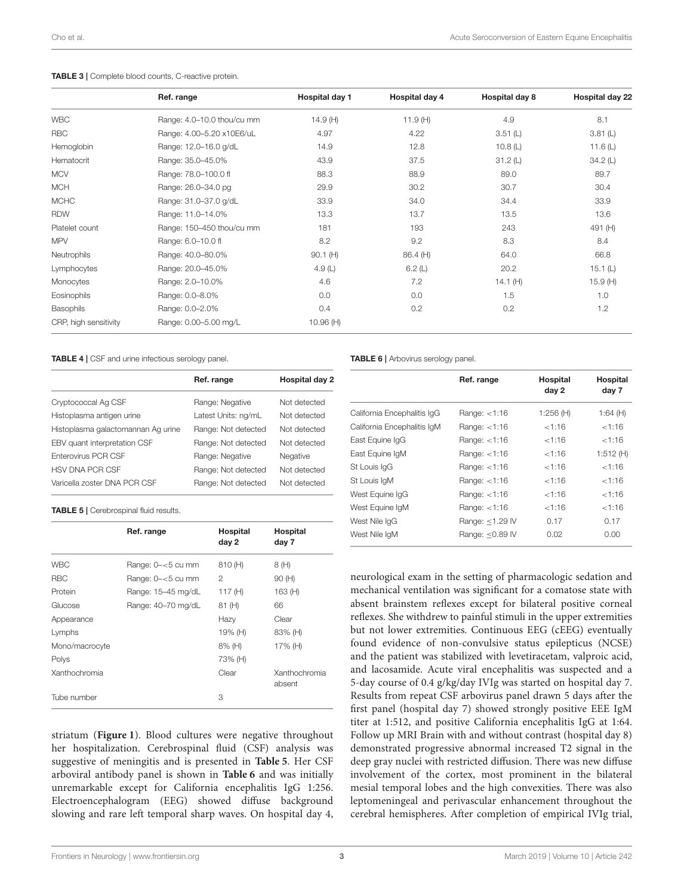**TABLE 3** | Complete blood counts, C-reactive protein.

| | Ref. range | Hospital day 1 | Hospital day 4 | Hospital day 8 | Hospital day 22 |
|---|---|---|---|---|---|
| WBC | Range: 4.0–10.0 thou/cu mm | 14.9 (H) | 11.9 (H) | 4.9 | 8.1 |
| RBC | Range: 4.00–5.20 x10E6/uL | 4.97 | 4.22 | 3.51 (L) | 3.81 (L) |
| Hemoglobin | Range: 12.0–16.0 g/dL | 14.9 | 12.8 | 10.8 (L) | 11.6 (L) |
| Hematocrit | Range: 35.0–45.0% | 43.9 | 37.5 | 31.2 (L) | 34.2 (L) |
| MCV | Range: 78.0–100.0 fl | 88.3 | 88.9 | 89.0 | 89.7 |
| MCH | Range: 26.0–34.0 pg | 29.9 | 30.2 | 30.7 | 30.4 |
| MCHC | Range: 31.0–37.0 g/dL | 33.9 | 34.0 | 34.4 | 33.9 |
| RDW | Range: 11.0–14.0% | 13.3 | 13.7 | 13.5 | 13.6 |
| Platelet count | Range: 150–450 thou/cu mm | 181 | 193 | 243 | 491 (H) |
| MPV | Range: 6.0–10.0 fl | 8.2 | 9.2 | 8.3 | 8.4 |
| Neutrophils | Range: 40.0–80.0% | 90.1 (H) | 86.4 (H) | 64.0 | 66.8 |
| Lymphocytes | Range: 20.0–45.0% | 4.9 (L) | 6.2 (L) | 20.2 | 15.1 (L) |
| Monocytes | Range: 2.0–10.0% | 4.6 | 7.2 | 14.1 (H) | 15.9 (H) |
| Eosinophils | Range: 0.0–8.0% | 0.0 | 0.0 | 1.5 | 1.0 |
| Basophils | Range: 0.0–2.0% | 0.4 | 0.2 | 0.2 | 1.2 |
| CRP, high sensitivity | Range: 0.00–5.00 mg/L | 10.96 (H) | | | |

**TABLE 4** | CSF and urine infectious serology panel.

| | Ref. range | Hospital day 2 |
|---|---|---|
| Cryptococcal Ag CSF | Range: Negative | Not detected |
| Histoplasma antigen urine | Latest Units: ng/mL | Not detected |
| Histoplasma galactomannan Ag urine | Range: Not detected | Not detected |
| EBV quant interpretation CSF | Range: Not detected | Not detected |
| Enterovirus PCR CSF | Range: Negative | Negative |
| HSV DNA PCR CSF | Range: Not detected | Not detected |
| Varicella zoster DNA PCR CSF | Range: Not detected | Not detected |

**TABLE 5** | Cerebrospinal fluid results.

| | Ref. range | Hospital day 2 | Hospital day 7 |
|---|---|---|---|
| WBC | Range: 0–<5 cu mm | 810 (H) | 8 (H) |
| RBC | Range: 0–<5 cu mm | 2 | 90 (H) |
| Protein | Range: 15–45 mg/dL | 117 (H) | 163 (H) |
| Glucose | Range: 40–70 mg/dL | 81 (H) | 66 |
| Appearance | | Hazy | Clear |
| Lymphs | | 19% (H) | 83% (H) |
| Mono/macrocyte | | 8% (H) | 17% (H) |
| Polys | | 73% (H) | |
| Xanthochromia | | Clear | Xanthochromia absent |
| Tube number | | 3 | |

striatum (**Figure 1**). Blood cultures were negative throughout her hospitalization. Cerebrospinal fluid (CSF) analysis was suggestive of meningitis and is presented in **Table 5**. Her CSF arboviral antibody panel is shown in **Table 6** and was initially unremarkable except for California encephalitis IgG 1:256. Electroencephalogram (EEG) showed diffuse background slowing and rare left temporal sharp waves. On hospital day 4,

**TABLE 6** | Arbovirus serology panel.

| | Ref. range | Hospital day 2 | Hospital day 7 |
|---|---|---|---|
| California Encephalitis IgG | Range: <1:16 | 1:256 (H) | 1:64 (H) |
| California Encephalitis IgM | Range: <1:16 | <1:16 | <1:16 |
| East Equine IgG | Range: <1:16 | <1:16 | <1:16 |
| East Equine IgM | Range: <1:16 | <1:16 | 1:512 (H) |
| St Louis IgG | Range: <1:16 | <1:16 | <1:16 |
| St Louis IgM | Range: <1:16 | <1:16 | <1:16 |
| West Equine IgG | Range: <1:16 | <1:16 | <1:16 |
| West Equine IgM | Range: <1:16 | <1:16 | <1:16 |
| West Nile IgG | Range: ≤1.29 IV | 0.17 | 0.17 |
| West Nile IgM | Range: ≤0.89 IV | 0.02 | 0.00 |

neurological exam in the setting of pharmacologic sedation and mechanical ventilation was significant for a comatose state with absent brainstem reflexes except for bilateral positive corneal reflexes. She withdrew to painful stimuli in the upper extremities but not lower extremities. Continuous EEG (cEEG) eventually found evidence of non-convulsive status epilepticus (NCSE) and the patient was stabilized with levetiracetam, valproic acid, and lacosamide. Acute viral encephalitis was suspected and a 5-day course of 0.4 g/kg/day IVIg was started on hospital day 7. Results from repeat CSF arbovirus panel drawn 5 days after the first panel (hospital day 7) showed strongly positive EEE IgM titer at 1:512, and positive California encephalitis IgG at 1:64. Follow up MRI Brain with and without contrast (hospital day 8) demonstrated progressive abnormal increased T2 signal in the deep gray nuclei with restricted diffusion. There was new diffuse involvement of the cortex, most prominent in the bilateral mesial temporal lobes and the high convexities. There was also leptomeningeal and perivascular enhancement throughout the cerebral hemispheres. After completion of empirical IVIg trial,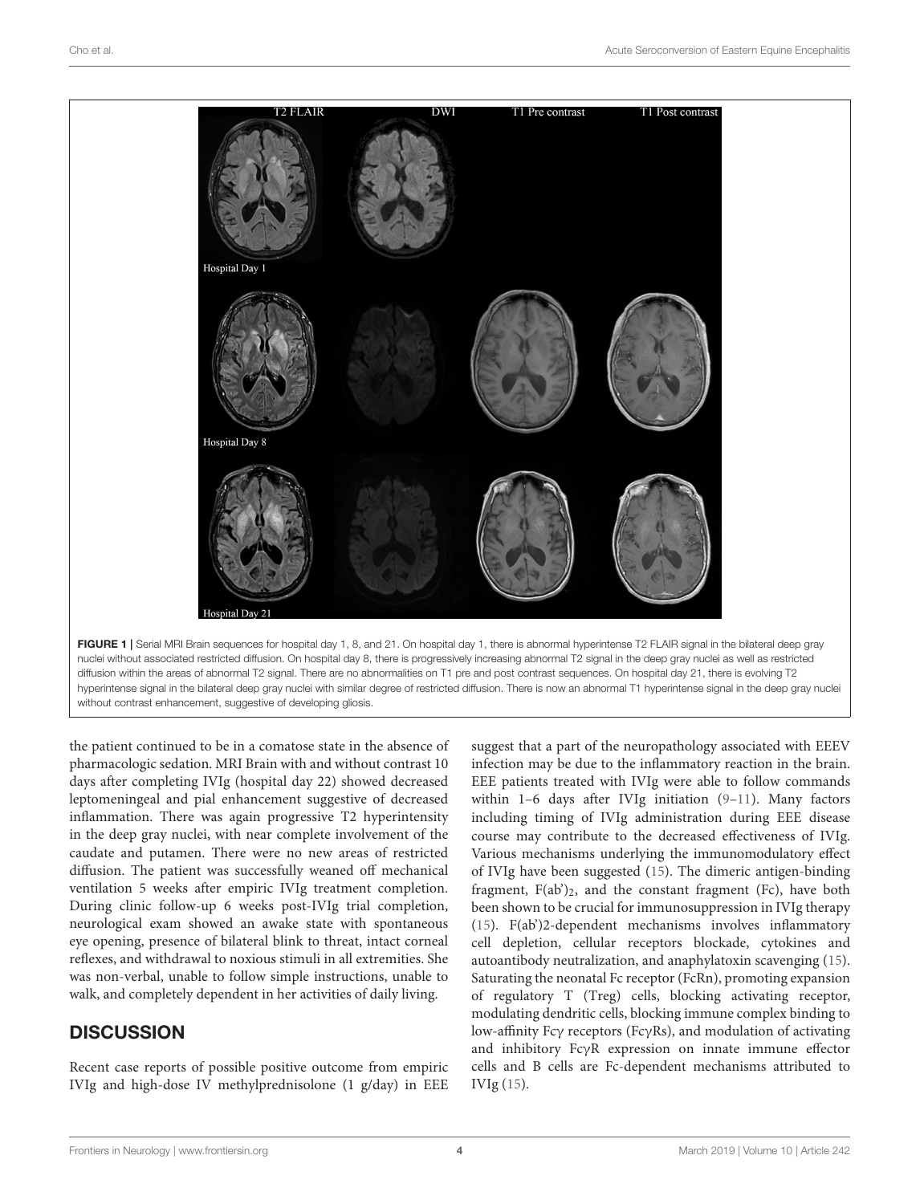FIGURE 1 | Serial MRI Brain sequences for hospital day 1, 8, and 21. On hospital day 1, there is abnormal hyperintense T2 FLAIR signal in the bilateral deep gray nuclei without associated restricted diffusion. On hospital day 8, there is progressively increasing abnormal T2 signal in the deep gray nuclei as well as restricted diffusion within the areas of abnormal T2 signal. There are no abnormalities on T1 pre and post contrast sequences. On hospital day 21, there is evolving T2 hyperintense signal in the bilateral deep gray nuclei with similar degree of restricted diffusion. There is now an abnormal T1 hyperintense signal in the deep gray nuclei without contrast enhancement, suggestive of developing gliosis.

the patient continued to be in a comatose state in the absence of pharmacologic sedation. MRI Brain with and without contrast 10 days after completing IVIg (hospital day 22) showed decreased leptomeningeal and pial enhancement suggestive of decreased inflammation. There was again progressive T2 hyperintensity in the deep gray nuclei, with near complete involvement of the caudate and putamen. There were no new areas of restricted diffusion. The patient was successfully weaned off mechanical ventilation 5 weeks after empiric IVIg treatment completion. During clinic follow-up 6 weeks post-IVIg trial completion, neurological exam showed an awake state with spontaneous eye opening, presence of bilateral blink to threat, intact corneal reflexes, and withdrawal to noxious stimuli in all extremities. She was non-verbal, unable to follow simple instructions, unable to walk, and completely dependent in her activities of daily living.

## DISCUSSION

Recent case reports of possible positive outcome from empiric IVIg and high-dose IV methylprednisolone (1 g/day) in EEE suggest that a part of the neuropathology associated with EEEV infection may be due to the inflammatory reaction in the brain. EEE patients treated with IVIg were able to follow commands within 1–6 days after IVIg initiation (9–11). Many factors including timing of IVIg administration during EEE disease course may contribute to the decreased effectiveness of IVIg. Various mechanisms underlying the immunomodulatory effect of IVIg have been suggested (15). The dimeric antigen-binding fragment, $F(ab')_2$, and the constant fragment (Fc), have both been shown to be crucial for immunosuppression in IVIg therapy (15). F(ab')2-dependent mechanisms involves inflammatory cell depletion, cellular receptors blockade, cytokines and autoantibody neutralization, and anaphylatoxin scavenging (15). Saturating the neonatal Fc receptor (FcRn), promoting expansion of regulatory T (Treg) cells, blocking activating receptor, modulating dendritic cells, blocking immune complex binding to low-affinity Fcγ receptors (FcγRs), and modulation of activating and inhibitory FcγR expression on innate immune effector cells and B cells are Fc-dependent mechanisms attributed to IVIg (15).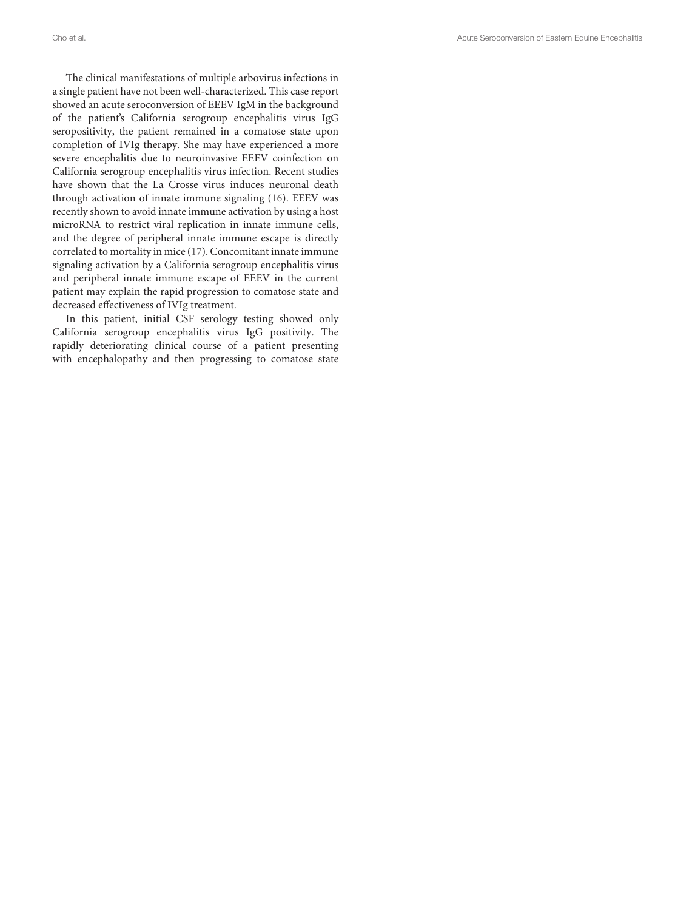The clinical manifestations of multiple arbovirus infections in a single patient have not been well-characterized. This case report showed an acute seroconversion of EEEV IgM in the background of the patient's California serogroup encephalitis virus IgG seropositivity, the patient remained in a comatose state upon completion of IVIg therapy. She may have experienced a more severe encephalitis due to neuroinvasive EEEV coinfection on California serogroup encephalitis virus infection. Recent studies have shown that the La Crosse virus induces neuronal death through activation of innate immune signaling (16). EEEV was recently shown to avoid innate immune activation by using a host microRNA to restrict viral replication in innate immune cells, and the degree of peripheral innate immune escape is directly correlated to mortality in mice (17). Concomitant innate immune signaling activation by a California serogroup encephalitis virus and peripheral innate immune escape of EEEV in the current patient may explain the rapid progression to comatose state and decreased effectiveness of IVIg treatment.

In this patient, initial CSF serology testing showed only California serogroup encephalitis virus IgG positivity. The rapidly deteriorating clinical course of a patient presenting with encephalopathy and then progressing to comatose state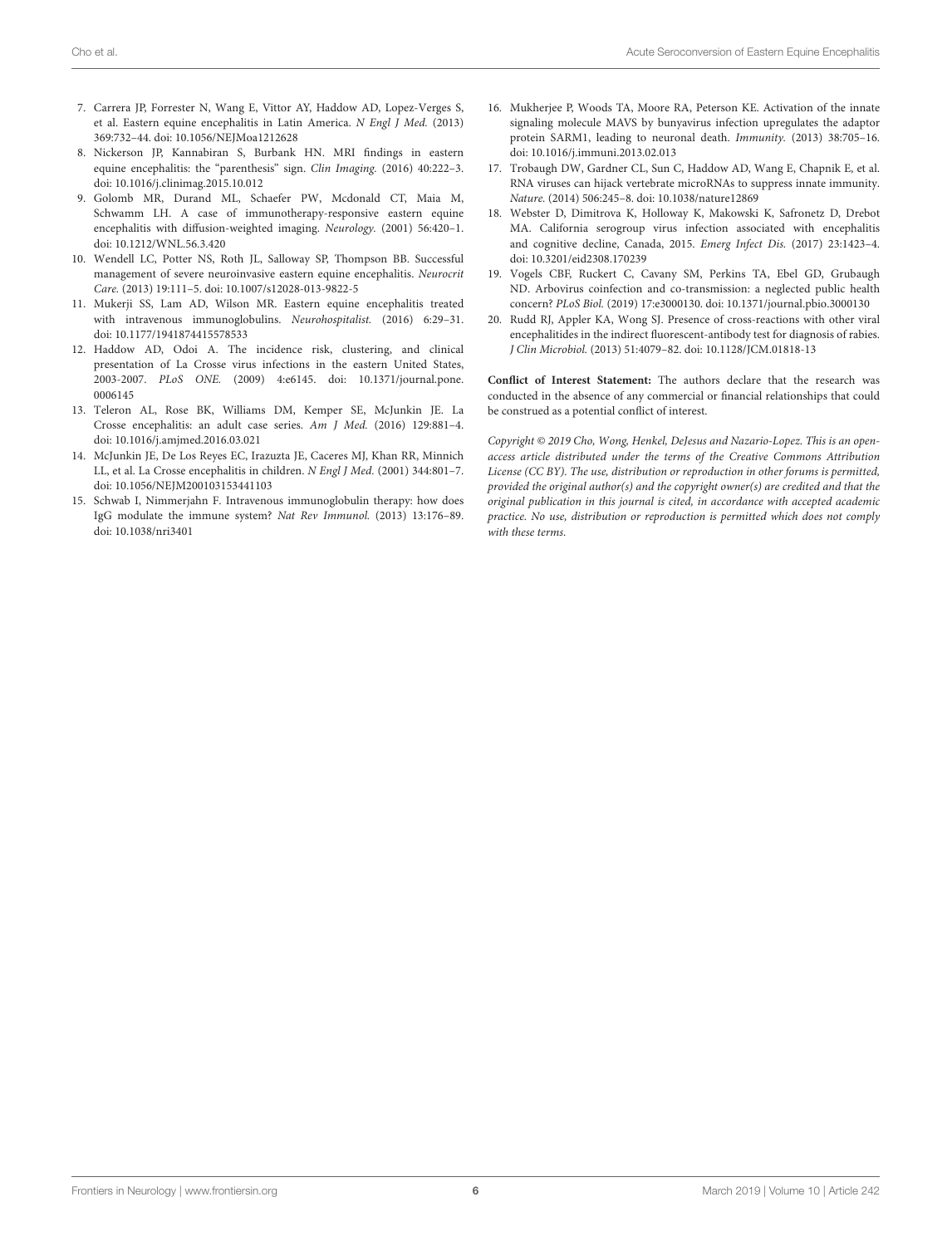7. Carrera JP, Forrester N, Wang E, Vittor AY, Haddow AD, Lopez-Verges S, et al. Eastern equine encephalitis in Latin America. *N Engl J Med.* (2013) 369:732–44. doi: 10.1056/NEJMoa1212628
8. Nickerson JP, Kannabiran S, Burbank HN. MRI findings in eastern equine encephalitis: the "parenthesis" sign. *Clin Imaging.* (2016) 40:222–3. doi: 10.1016/j.clinimag.2015.10.012
9. Golomb MR, Durand ML, Schaefer PW, Mcdonald CT, Maia M, Schwamm LH. A case of immunotherapy-responsive eastern equine encephalitis with diffusion-weighted imaging. *Neurology.* (2001) 56:420–1. doi: 10.1212/WNL.56.3.420
10. Wendell LC, Potter NS, Roth JL, Salloway SP, Thompson BB. Successful management of severe neuroinvasive eastern equine encephalitis. *Neurocrit Care.* (2013) 19:111–5. doi: 10.1007/s12028-013-9822-5
11. Mukerji SS, Lam AD, Wilson MR. Eastern equine encephalitis treated with intravenous immunoglobulins. *Neurohospitalist.* (2016) 6:29–31. doi: 10.1177/1941874415578533
12. Haddow AD, Odoi A. The incidence risk, clustering, and clinical presentation of La Crosse virus infections in the eastern United States, 2003-2007. *PLoS ONE.* (2009) 4:e6145. doi: 10.1371/journal.pone.0006145
13. Teleron AL, Rose BK, Williams DM, Kemper SE, McJunkin JE. La Crosse encephalitis: an adult case series. *Am J Med.* (2016) 129:881–4. doi: 10.1016/j.amjmed.2016.03.021
14. McJunkin JE, De Los Reyes EC, Irazuzta JE, Caceres MJ, Khan RR, Minnich LL, et al. La Crosse encephalitis in children. *N Engl J Med.* (2001) 344:801–7. doi: 10.1056/NEJM200103153441103
15. Schwab I, Nimmerjahn F. Intravenous immunoglobulin therapy: how does IgG modulate the immune system? *Nat Rev Immunol.* (2013) 13:176–89. doi: 10.1038/nri3401
16. Mukherjee P, Woods TA, Moore RA, Peterson KE. Activation of the innate signaling molecule MAVS by bunyavirus infection upregulates the adaptor protein SARM1, leading to neuronal death. *Immunity.* (2013) 38:705–16. doi: 10.1016/j.immuni.2013.02.013
17. Trobaugh DW, Gardner CL, Sun C, Haddow AD, Wang E, Chapnik E, et al. RNA viruses can hijack vertebrate microRNAs to suppress innate immunity. *Nature.* (2014) 506:245–8. doi: 10.1038/nature12869
18. Webster D, Dimitrova K, Holloway K, Makowski K, Safronetz D, Drebot MA. California serogroup virus infection associated with encephalitis and cognitive decline, Canada, 2015. *Emerg Infect Dis.* (2017) 23:1423–4. doi: 10.3201/eid2308.170239
19. Vogels CBF, Ruckert C, Cavany SM, Perkins TA, Ebel GD, Grubaugh ND. Arbovirus coinfection and co-transmission: a neglected public health concern? *PLoS Biol.* (2019) 17:e3000130. doi: 10.1371/journal.pbio.3000130
20. Rudd RJ, Appler KA, Wong SJ. Presence of cross-reactions with other viral encephalitides in the indirect fluorescent-antibody test for diagnosis of rabies. *J Clin Microbiol.* (2013) 51:4079–82. doi: 10.1128/JCM.01818-13

**Conflict of Interest Statement:** The authors declare that the research was conducted in the absence of any commercial or financial relationships that could be construed as a potential conflict of interest.

*Copyright © 2019 Cho, Wong, Henkel, DeJesus and Nazario-Lopez. This is an open-access article distributed under the terms of the Creative Commons Attribution License (CC BY). The use, distribution or reproduction in other forums is permitted, provided the original author(s) and the copyright owner(s) are credited and that the original publication in this journal is cited, in accordance with accepted academic practice. No use, distribution or reproduction is permitted which does not comply with these terms.*